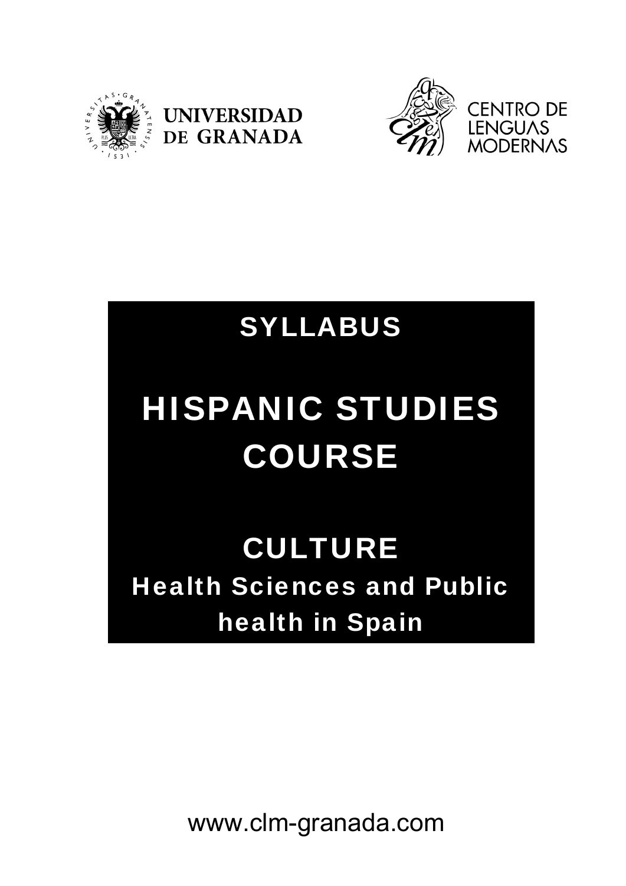UNIVERSIDAD DE GRANADA

CENTRO DE LENGUAS MODERNAS

# SYLLABUS

# HISPANIC STUDIES COURSE

## CULTURE

### Health Sciences and Public health in Spain

www.clm-granada.com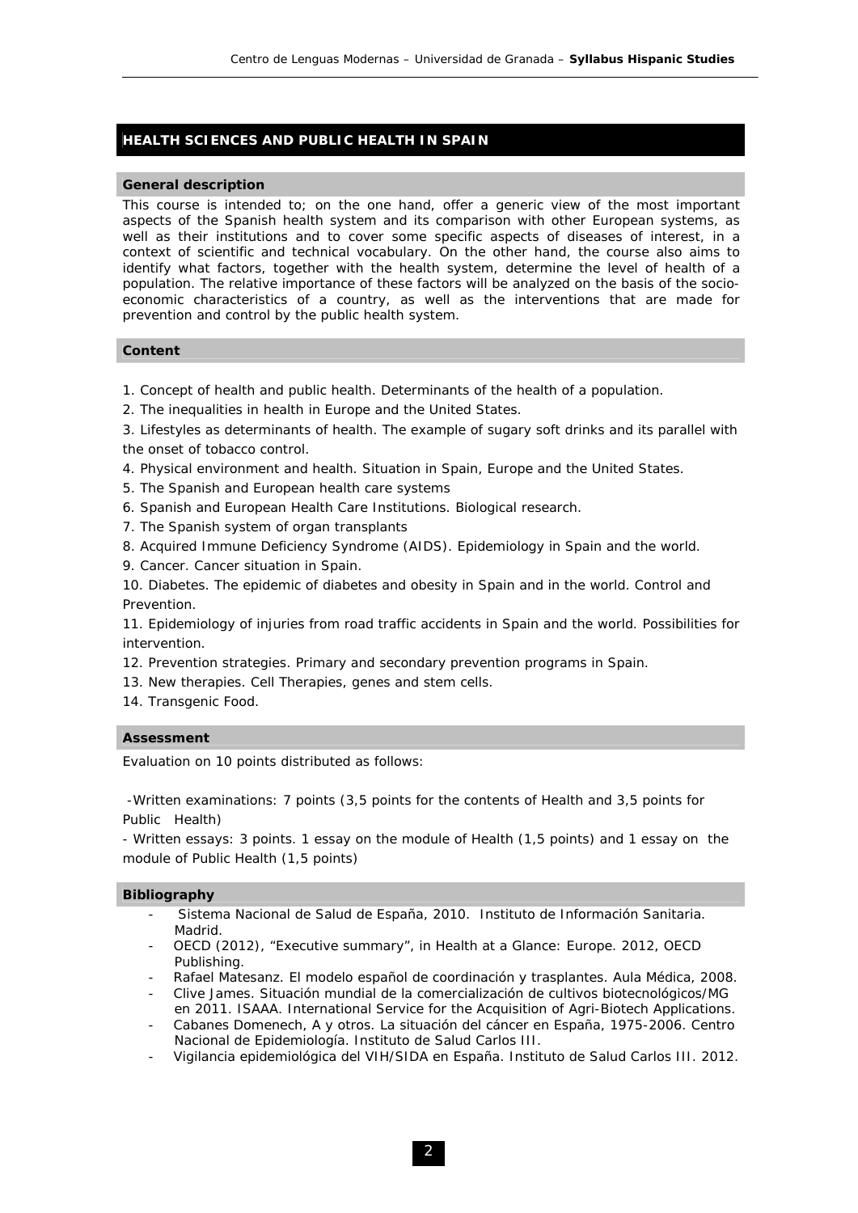## HEALTH SCIENCES AND PUBLIC HEALTH IN SPAIN

### General description

This course is intended to; on the one hand, offer a generic view of the most important aspects of the Spanish health system and its comparison with other European systems, as well as their institutions and to cover some specific aspects of diseases of interest, in a context of scientific and technical vocabulary. On the other hand, the course also aims to identify what factors, together with the health system, determine the level of health of a population. The relative importance of these factors will be analyzed on the basis of the socio-economic characteristics of a country, as well as the interventions that are made for prevention and control by the public health system.

### Content

1. Concept of health and public health. Determinants of the health of a population.
2. The inequalities in health in Europe and the United States.
3. Lifestyles as determinants of health. The example of sugary soft drinks and its parallel with the onset of tobacco control.
4. Physical environment and health. Situation in Spain, Europe and the United States.
5. The Spanish and European health care systems
6. Spanish and European Health Care Institutions. Biological research.
7. The Spanish system of organ transplants
8. Acquired Immune Deficiency Syndrome (AIDS). Epidemiology in Spain and the world.
9. Cancer. Cancer situation in Spain.
10. Diabetes. The epidemic of diabetes and obesity in Spain and in the world. Control and Prevention.
11. Epidemiology of injuries from road traffic accidents in Spain and the world. Possibilities for intervention.
12. Prevention strategies. Primary and secondary prevention programs in Spain.
13. New therapies. Cell Therapies, genes and stem cells.
14. Transgenic Food.

### Assessment

Evaluation on 10 points distributed as follows:

- Written examinations: 7 points (3,5 points for the contents of Health and 3,5 points for Public Health)
- Written essays: 3 points. 1 essay on the module of Health (1,5 points) and 1 essay on the module of Public Health (1,5 points)

### Bibliography

- Sistema Nacional de Salud de España, 2010. Instituto de Información Sanitaria. Madrid.
- OECD (2012), "Executive summary", in Health at a Glance: Europe. 2012, OECD Publishing.
- Rafael Matesanz. El modelo español de coordinación y trasplantes. Aula Médica, 2008.
- Clive James. Situación mundial de la comercialización de cultivos biotecnológicos/MG en 2011. ISAAA. International Service for the Acquisition of Agri-Biotech Applications.
- Cabanes Domenech, A y otros. La situación del cáncer en España, 1975-2006. Centro Nacional de Epidemiología. Instituto de Salud Carlos III.
- Vigilancia epidemiológica del VIH/SIDA en España. Instituto de Salud Carlos III. 2012.